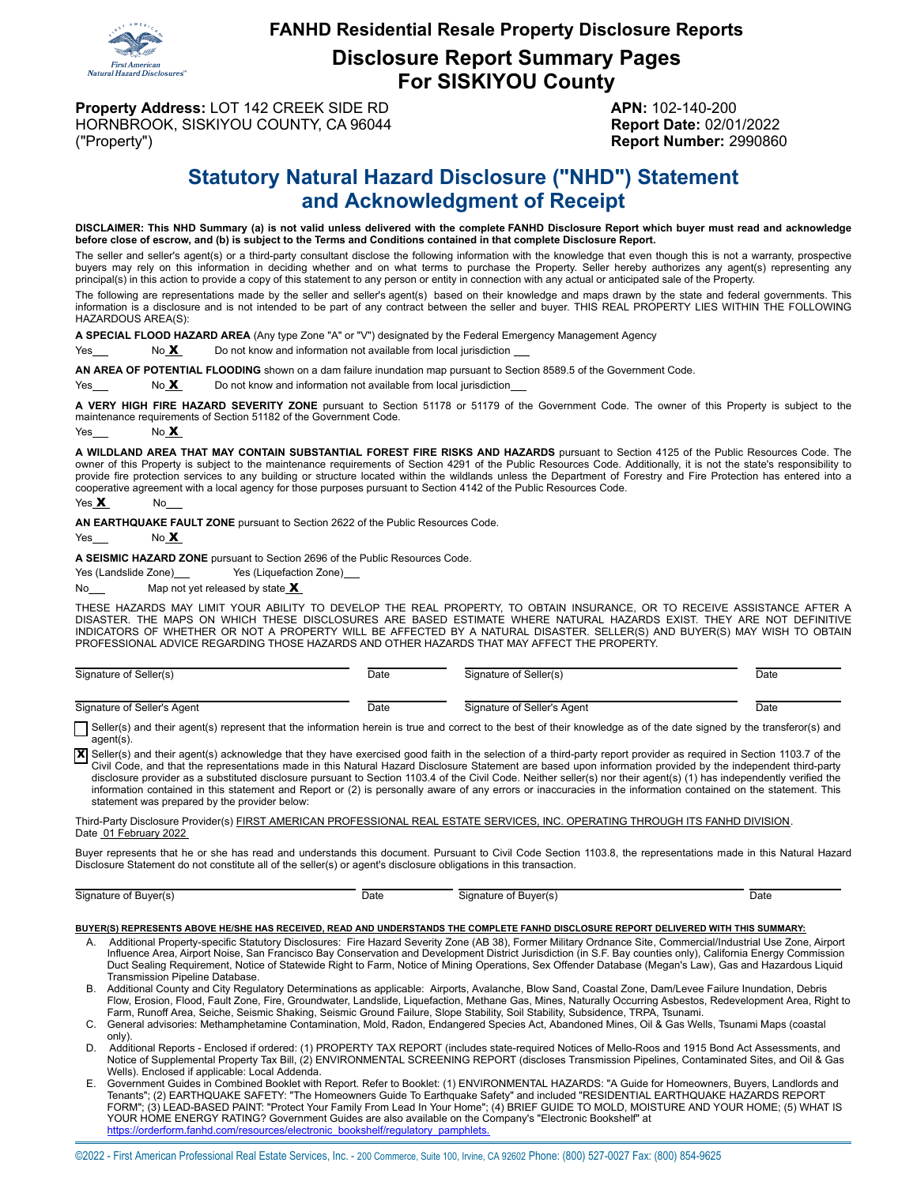# FANHD Residential Resale Property Disclosure Reports

## Disclosure Report Summary Pages For SISKIYOU County

**Property Address:** LOT 142 CREEK SIDE RD
HORNBROOK, SISKIYOU COUNTY, CA 96044
("Property")

**APN:** 102-140-200
**Report Date:** 02/01/2022
**Report Number:** 2990860

## Statutory Natural Hazard Disclosure ("NHD") Statement and Acknowledgment of Receipt

**DISCLAIMER: This NHD Summary (a) is not valid unless delivered with the complete FANHD Disclosure Report which buyer must read and acknowledge before close of escrow, and (b) is subject to the Terms and Conditions contained in that complete Disclosure Report.**

The seller and seller's agent(s) or a third-party consultant disclose the following information with the knowledge that even though this is not a warranty, prospective buyers may rely on this information in deciding whether and on what terms to purchase the Property. Seller hereby authorizes any agent(s) representing any principal(s) in this action to provide a copy of this statement to any person or entity in connection with any actual or anticipated sale of the Property.

The following are representations made by the seller and seller's agent(s) based on their knowledge and maps drawn by the state and federal governments. This information is a disclosure and is not intended to be part of any contract between the seller and buyer. THIS REAL PROPERTY LIES WITHIN THE FOLLOWING HAZARDOUS AREA(S):

**A SPECIAL FLOOD HAZARD AREA** (Any type Zone "A" or "V") designated by the Federal Emergency Management Agency

Yes___ No **X** Do not know and information not available from local jurisdiction ___

**AN AREA OF POTENTIAL FLOODING** shown on a dam failure inundation map pursuant to Section 8589.5 of the Government Code.

Yes___ No **X** Do not know and information not available from local jurisdiction___

**A VERY HIGH FIRE HAZARD SEVERITY ZONE** pursuant to Section 51178 or 51179 of the Government Code. The owner of this Property is subject to the maintenance requirements of Section 51182 of the Government Code.

Yes___ No **X**

**A WILDLAND AREA THAT MAY CONTAIN SUBSTANTIAL FOREST FIRE RISKS AND HAZARDS** pursuant to Section 4125 of the Public Resources Code. The owner of this Property is subject to the maintenance requirements of Section 4291 of the Public Resources Code. Additionally, it is not the state's responsibility to provide fire protection services to any building or structure located within the wildlands unless the Department of Forestry and Fire Protection has entered into a cooperative agreement with a local agency for those purposes pursuant to Section 4142 of the Public Resources Code.

Yes **X** No___

**AN EARTHQUAKE FAULT ZONE** pursuant to Section 2622 of the Public Resources Code.

Yes___ No **X**

**A SEISMIC HAZARD ZONE** pursuant to Section 2696 of the Public Resources Code.

Yes (Landslide Zone)___ Yes (Liquefaction Zone)___

No___ Map not yet released by state **X**

THESE HAZARDS MAY LIMIT YOUR ABILITY TO DEVELOP THE REAL PROPERTY, TO OBTAIN INSURANCE, OR TO RECEIVE ASSISTANCE AFTER A DISASTER. THE MAPS ON WHICH THESE DISCLOSURES ARE BASED ESTIMATE WHERE NATURAL HAZARDS EXIST. THEY ARE NOT DEFINITIVE INDICATORS OF WHETHER OR NOT A PROPERTY WILL BE AFFECTED BY A NATURAL DISASTER. SELLER(S) AND BUYER(S) MAY WISH TO OBTAIN PROFESSIONAL ADVICE REGARDING THOSE HAZARDS AND OTHER HAZARDS THAT MAY AFFECT THE PROPERTY.

| Signature of Seller(s) | Date | Signature of Seller(s) | Date |
|---|---|---|---|
| Signature of Seller's Agent | Date | Signature of Seller's Agent | Date |

☐ Seller(s) and their agent(s) represent that the information herein is true and correct to the best of their knowledge as of the date signed by the transferor(s) and agent(s).

☒ Seller(s) and their agent(s) acknowledge that they have exercised good faith in the selection of a third-party report provider as required in Section 1103.7 of the Civil Code, and that the representations made in this Natural Hazard Disclosure Statement are based upon information provided by the independent third-party disclosure provider as a substituted disclosure pursuant to Section 1103.4 of the Civil Code. Neither seller(s) nor their agent(s) (1) has independently verified the information contained in this statement and Report or (2) is personally aware of any errors or inaccuracies in the information contained on the statement. This statement was prepared by the provider below:

Third-Party Disclosure Provider(s) FIRST AMERICAN PROFESSIONAL REAL ESTATE SERVICES, INC. OPERATING THROUGH ITS FANHD DIVISION.
Date 01 February 2022

Buyer represents that he or she has read and understands this document. Pursuant to Civil Code Section 1103.8, the representations made in this Natural Hazard Disclosure Statement do not constitute all of the seller(s) or agent's disclosure obligations in this transaction.

| Signature of Buyer(s) | Date | Signature of Buyer(s) | Date |
|---|---|---|---|

**BUYER(S) REPRESENTS ABOVE HE/SHE HAS RECEIVED, READ AND UNDERSTANDS THE COMPLETE FANHD DISCLOSURE REPORT DELIVERED WITH THIS SUMMARY:**

A. Additional Property-specific Statutory Disclosures: Fire Hazard Severity Zone (AB 38), Former Military Ordnance Site, Commercial/Industrial Use Zone, Airport Influence Area, Airport Noise, San Francisco Bay Conservation and Development District Jurisdiction (in S.F. Bay counties only), California Energy Commission Duct Sealing Requirement, Notice of Statewide Right to Farm, Notice of Mining Operations, Sex Offender Database (Megan's Law), Gas and Hazardous Liquid Transmission Pipeline Database.

B. Additional County and City Regulatory Determinations as applicable: Airports, Avalanche, Blow Sand, Coastal Zone, Dam/Levee Failure Inundation, Debris Flow, Erosion, Flood, Fault Zone, Fire, Groundwater, Landslide, Liquefaction, Methane Gas, Mines, Naturally Occurring Asbestos, Redevelopment Area, Right to Farm, Runoff Area, Seiche, Seismic Shaking, Seismic Ground Failure, Slope Stability, Soil Stability, Subsidence, TRPA, Tsunami.

C. General advisories: Methamphetamine Contamination, Mold, Radon, Endangered Species Act, Abandoned Mines, Oil & Gas Wells, Tsunami Maps (coastal only).

D. Additional Reports - Enclosed if ordered: (1) PROPERTY TAX REPORT (includes state-required Notices of Mello-Roos and 1915 Bond Act Assessments, and Notice of Supplemental Property Tax Bill, (2) ENVIRONMENTAL SCREENING REPORT (discloses Transmission Pipelines, Contaminated Sites, and Oil & Gas Wells). Enclosed if applicable: Local Addenda.

E. Government Guides in Combined Booklet with Report. Refer to Booklet: (1) ENVIRONMENTAL HAZARDS: "A Guide for Homeowners, Buyers, Landlords and Tenants"; (2) EARTHQUAKE SAFETY: "The Homeowners Guide To Earthquake Safety" and included "RESIDENTIAL EARTHQUAKE HAZARDS REPORT FORM"; (3) LEAD-BASED PAINT: "Protect Your Family From Lead In Your Home"; (4) BRIEF GUIDE TO MOLD, MOISTURE AND YOUR HOME; (5) WHAT IS YOUR HOME ENERGY RATING? Government Guides are also available on the Company's "Electronic Bookshelf" at https://orderform.fanhd.com/resources/electronic_bookshelf/regulatory_pamphlets.

©2022 - First American Professional Real Estate Services, Inc. - 200 Commerce, Suite 100, Irvine, CA 92602 Phone: (800) 527-0027 Fax: (800) 854-9625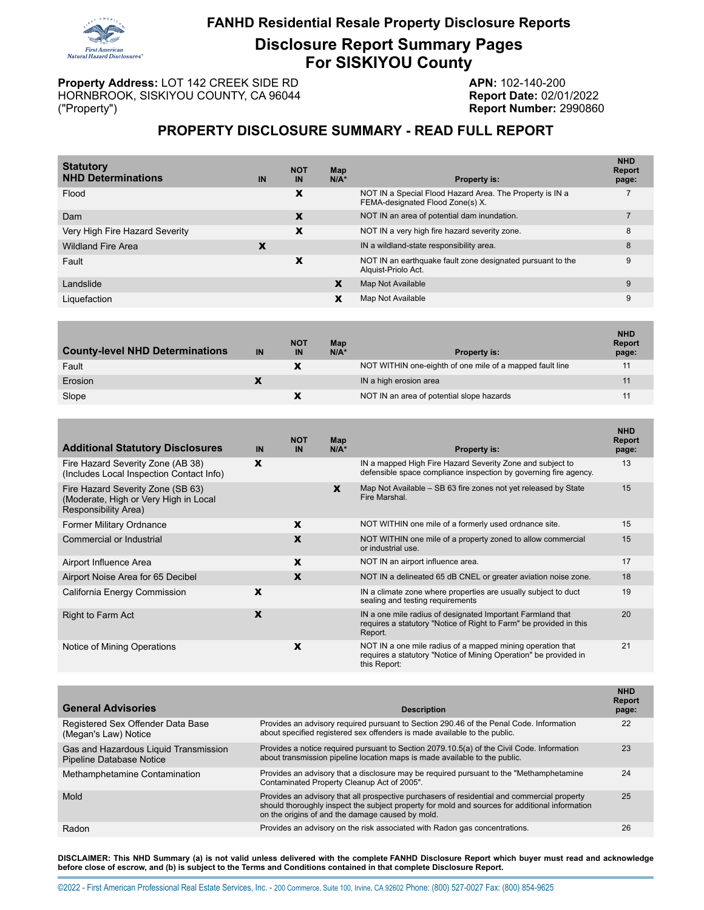# FANHD Residential Resale Property Disclosure Reports

## Disclosure Report Summary Pages For SISKIYOU County

**Property Address:** LOT 142 CREEK SIDE RD
HORNBROOK, SISKIYOU COUNTY, CA 96044
("Property")

**APN:** 102-140-200
**Report Date:** 02/01/2022
**Report Number:** 2990860

## PROPERTY DISCLOSURE SUMMARY - READ FULL REPORT

| Statutory NHD Determinations | IN | NOT IN | Map N/A* | Property is: | NHD Report page: |
|---|---|---|---|---|---|
| Flood | | X | | NOT IN a Special Flood Hazard Area. The Property is IN a FEMA-designated Flood Zone(s) X. | 7 |
| Dam | | X | | NOT IN an area of potential dam inundation. | 7 |
| Very High Fire Hazard Severity | | X | | NOT IN a very high fire hazard severity zone. | 8 |
| Wildland Fire Area | X | | | IN a wildland-state responsibility area. | 8 |
| Fault | | X | | NOT IN an earthquake fault zone designated pursuant to the Alquist-Priolo Act. | 9 |
| Landslide | | | X | Map Not Available | 9 |
| Liquefaction | | | X | Map Not Available | 9 |

| County-level NHD Determinations | IN | NOT IN | Map N/A* | Property is: | NHD Report page: |
|---|---|---|---|---|---|
| Fault | | X | | NOT WITHIN one-eighth of one mile of a mapped fault line | 11 |
| Erosion | X | | | IN a high erosion area | 11 |
| Slope | | X | | NOT IN an area of potential slope hazards | 11 |

| Additional Statutory Disclosures | IN | NOT IN | Map N/A* | Property is: | NHD Report page: |
|---|---|---|---|---|---|
| Fire Hazard Severity Zone (AB 38) (Includes Local Inspection Contact Info) | X | | | IN a mapped High Fire Hazard Severity Zone and subject to defensible space compliance inspection by governing fire agency. | 13 |
| Fire Hazard Severity Zone (SB 63) (Moderate, High or Very High in Local Responsibility Area) | | | X | Map Not Available – SB 63 fire zones not yet released by State Fire Marshal. | 15 |
| Former Military Ordnance | | X | | NOT WITHIN one mile of a formerly used ordnance site. | 15 |
| Commercial or Industrial | | X | | NOT WITHIN one mile of a property zoned to allow commercial or industrial use. | 15 |
| Airport Influence Area | | X | | NOT IN an airport influence area. | 17 |
| Airport Noise Area for 65 Decibel | | X | | NOT IN a delineated 65 dB CNEL or greater aviation noise zone. | 18 |
| California Energy Commission | X | | | IN a climate zone where properties are usually subject to duct sealing and testing requirements | 19 |
| Right to Farm Act | X | | | IN a one mile radius of designated Important Farmland that requires a statutory "Notice of Right to Farm" be provided in this Report. | 20 |
| Notice of Mining Operations | | X | | NOT IN a one mile radius of a mapped mining operation that requires a statutory "Notice of Mining Operation" be provided in this Report: | 21 |

| General Advisories | Description | NHD Report page: |
|---|---|---|
| Registered Sex Offender Data Base (Megan's Law) Notice | Provides an advisory required pursuant to Section 290.46 of the Penal Code. Information about specified registered sex offenders is made available to the public. | 22 |
| Gas and Hazardous Liquid Transmission Pipeline Database Notice | Provides a notice required pursuant to Section 2079.10.5(a) of the Civil Code. Information about transmission pipeline location maps is made available to the public. | 23 |
| Methamphetamine Contamination | Provides an advisory that a disclosure may be required pursuant to the "Methamphetamine Contaminated Property Cleanup Act of 2005". | 24 |
| Mold | Provides an advisory that all prospective purchasers of residential and commercial property should thoroughly inspect the subject property for mold and sources for additional information on the origins of and the damage caused by mold. | 25 |
| Radon | Provides an advisory on the risk associated with Radon gas concentrations. | 26 |

**DISCLAIMER: This NHD Summary (a) is not valid unless delivered with the complete FANHD Disclosure Report which buyer must read and acknowledge before close of escrow, and (b) is subject to the Terms and Conditions contained in that complete Disclosure Report.**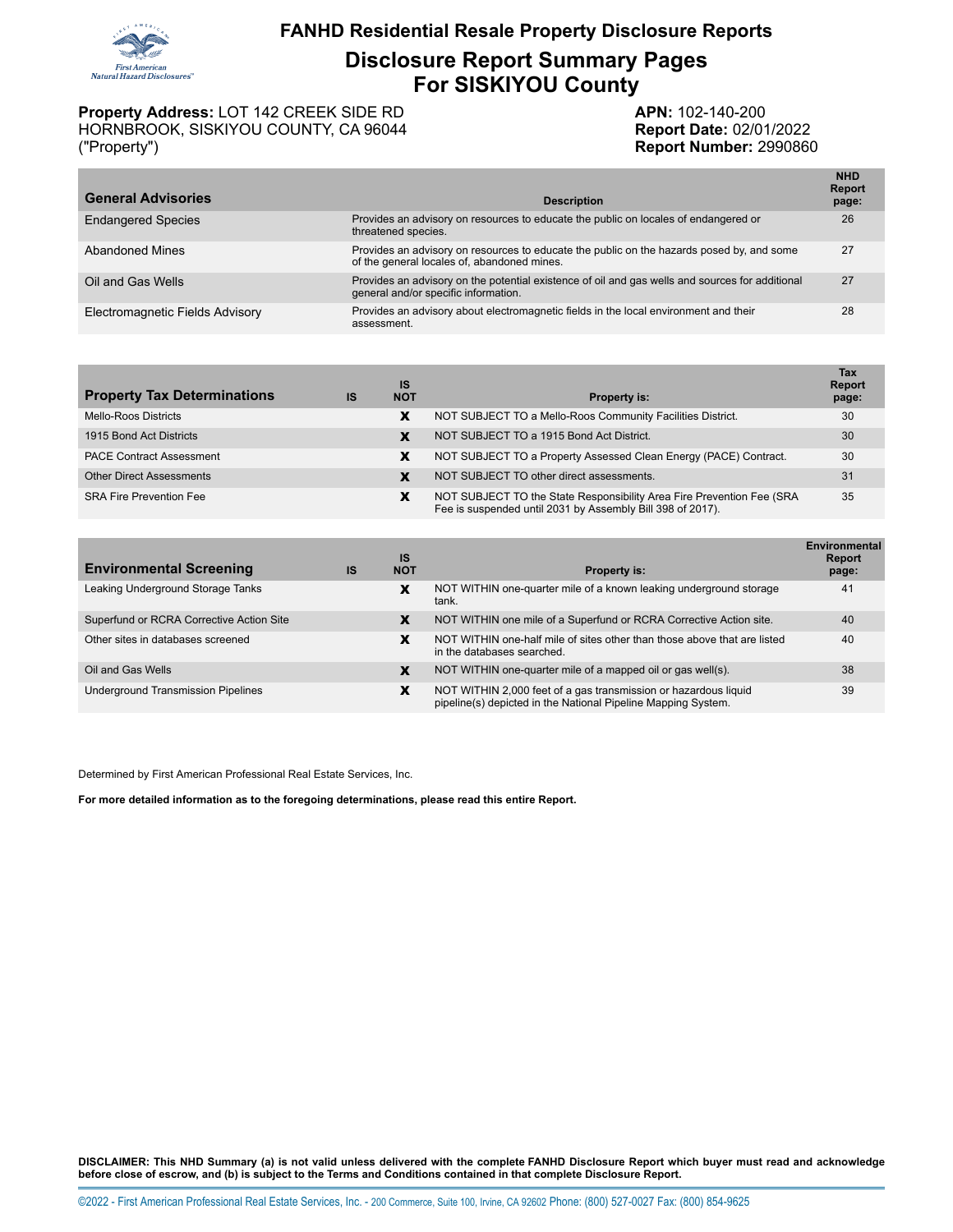# FANHD Residential Resale Property Disclosure Reports

## Disclosure Report Summary Pages For SISKIYOU County

**Property Address:** LOT 142 CREEK SIDE RD
HORNBROOK, SISKIYOU COUNTY, CA 96044
("Property")

**APN:** 102-140-200
**Report Date:** 02/01/2022
**Report Number:** 2990860

| General Advisories | Description | NHD Report page: |
|---|---|---|
| Endangered Species | Provides an advisory on resources to educate the public on locales of endangered or threatened species. | 26 |
| Abandoned Mines | Provides an advisory on resources to educate the public on the hazards posed by, and some of the general locales of, abandoned mines. | 27 |
| Oil and Gas Wells | Provides an advisory on the potential existence of oil and gas wells and sources for additional general and/or specific information. | 27 |
| Electromagnetic Fields Advisory | Provides an advisory about electromagnetic fields in the local environment and their assessment. | 28 |

| Property Tax Determinations | IS | IS NOT | Property is: | Tax Report page: |
|---|---|---|---|---|
| Mello-Roos Districts | | X | NOT SUBJECT TO a Mello-Roos Community Facilities District. | 30 |
| 1915 Bond Act Districts | | X | NOT SUBJECT TO a 1915 Bond Act District. | 30 |
| PACE Contract Assessment | | X | NOT SUBJECT TO a Property Assessed Clean Energy (PACE) Contract. | 30 |
| Other Direct Assessments | | X | NOT SUBJECT TO other direct assessments. | 31 |
| SRA Fire Prevention Fee | | X | NOT SUBJECT TO the State Responsibility Area Fire Prevention Fee (SRA Fee is suspended until 2031 by Assembly Bill 398 of 2017). | 35 |

| Environmental Screening | IS | IS NOT | Property is: | Environmental Report page: |
|---|---|---|---|---|
| Leaking Underground Storage Tanks | | X | NOT WITHIN one-quarter mile of a known leaking underground storage tank. | 41 |
| Superfund or RCRA Corrective Action Site | | X | NOT WITHIN one mile of a Superfund or RCRA Corrective Action site. | 40 |
| Other sites in databases screened | | X | NOT WITHIN one-half mile of sites other than those above that are listed in the databases searched. | 40 |
| Oil and Gas Wells | | X | NOT WITHIN one-quarter mile of a mapped oil or gas well(s). | 38 |
| Underground Transmission Pipelines | | X | NOT WITHIN 2,000 feet of a gas transmission or hazardous liquid pipeline(s) depicted in the National Pipeline Mapping System. | 39 |

Determined by First American Professional Real Estate Services, Inc.

**For more detailed information as to the foregoing determinations, please read this entire Report.**

**DISCLAIMER: This NHD Summary (a) is not valid unless delivered with the complete FANHD Disclosure Report which buyer must read and acknowledge before close of escrow, and (b) is subject to the Terms and Conditions contained in that complete Disclosure Report.**

©2022 - First American Professional Real Estate Services, Inc. - 200 Commerce, Suite 100, Irvine, CA 92602 Phone: (800) 527-0027 Fax: (800) 854-9625